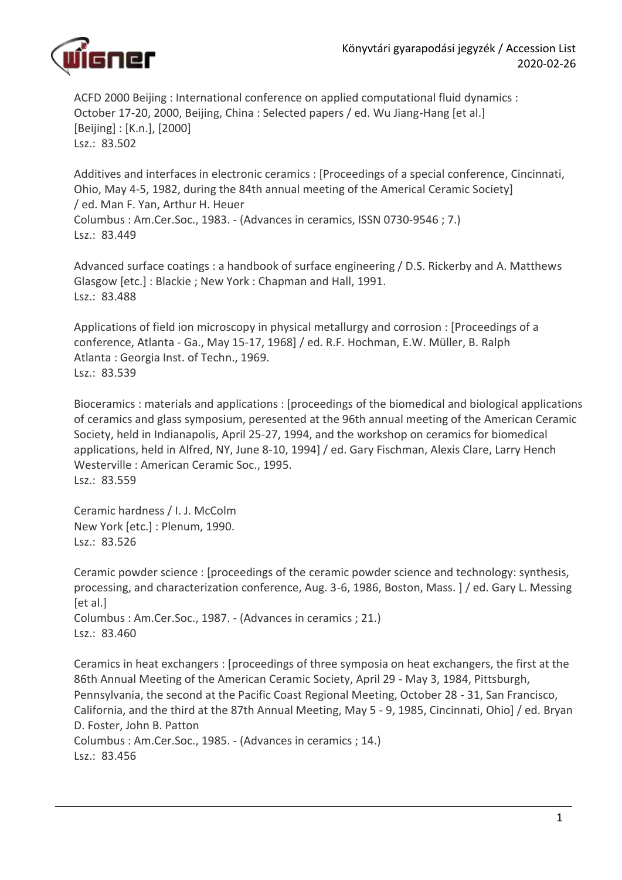Könyvtári gyarapodási jegyzék / Accession List
2020-02-26

ACFD 2000 Beijing : International conference on applied computational fluid dynamics : October 17-20, 2000, Beijing, China : Selected papers / ed. Wu Jiang-Hang [et al.]
[Beijing] : [K.n.], [2000]
Lsz.: 83.502

Additives and interfaces in electronic ceramics : [Proceedings of a special conference, Cincinnati, Ohio, May 4-5, 1982, during the 84th annual meeting of the Americal Ceramic Society] / ed. Man F. Yan, Arthur H. Heuer
Columbus : Am.Cer.Soc., 1983. - (Advances in ceramics, ISSN 0730-9546 ; 7.)
Lsz.: 83.449

Advanced surface coatings : a handbook of surface engineering / D.S. Rickerby and A. Matthews
Glasgow [etc.] : Blackie ; New York : Chapman and Hall, 1991.
Lsz.: 83.488

Applications of field ion microscopy in physical metallurgy and corrosion : [Proceedings of a conference, Atlanta - Ga., May 15-17, 1968] / ed. R.F. Hochman, E.W. Müller, B. Ralph
Atlanta : Georgia Inst. of Techn., 1969.
Lsz.: 83.539

Bioceramics : materials and applications : [proceedings of the biomedical and biological applications of ceramics and glass symposium, peresented at the 96th annual meeting of the American Ceramic Society, held in Indianapolis, April 25-27, 1994, and the workshop on ceramics for biomedical applications, held in Alfred, NY, June 8-10, 1994] / ed. Gary Fischman, Alexis Clare, Larry Hench
Westerville : American Ceramic Soc., 1995.
Lsz.: 83.559

Ceramic hardness / I. J. McColm
New York [etc.] : Plenum, 1990.
Lsz.: 83.526

Ceramic powder science : [proceedings of the ceramic powder science and technology: synthesis, processing, and characterization conference, Aug. 3-6, 1986, Boston, Mass. ] / ed. Gary L. Messing [et al.]
Columbus : Am.Cer.Soc., 1987. - (Advances in ceramics ; 21.)
Lsz.: 83.460

Ceramics in heat exchangers : [proceedings of three symposia on heat exchangers, the first at the 86th Annual Meeting of the American Ceramic Society, April 29 - May 3, 1984, Pittsburgh, Pennsylvania, the second at the Pacific Coast Regional Meeting, October 28 - 31, San Francisco, California, and the third at the 87th Annual Meeting, May 5 - 9, 1985, Cincinnati, Ohio] / ed. Bryan D. Foster, John B. Patton
Columbus : Am.Cer.Soc., 1985. - (Advances in ceramics ; 14.)
Lsz.: 83.456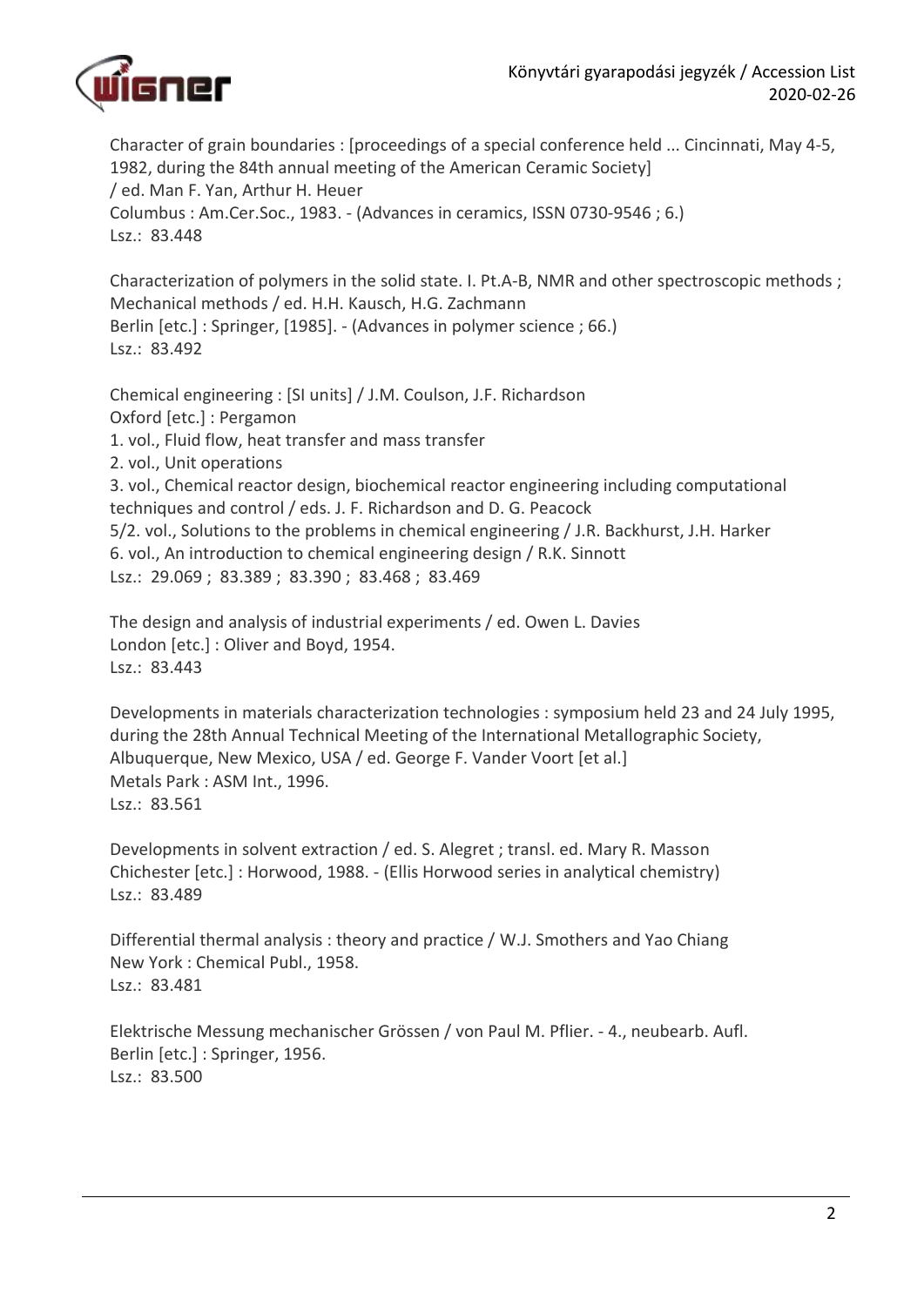Character of grain boundaries : [proceedings of a special conference held ... Cincinnati, May 4-5, 1982, during the 84th annual meeting of the American Ceramic Society]
/ ed. Man F. Yan, Arthur H. Heuer
Columbus : Am.Cer.Soc., 1983. - (Advances in ceramics, ISSN 0730-9546 ; 6.)
Lsz.: 83.448

Characterization of polymers in the solid state. I. Pt.A-B, NMR and other spectroscopic methods ; Mechanical methods / ed. H.H. Kausch, H.G. Zachmann
Berlin [etc.] : Springer, [1985]. - (Advances in polymer science ; 66.)
Lsz.: 83.492

Chemical engineering : [SI units] / J.M. Coulson, J.F. Richardson
Oxford [etc.] : Pergamon
1. vol., Fluid flow, heat transfer and mass transfer
2. vol., Unit operations
3. vol., Chemical reactor design, biochemical reactor engineering including computational techniques and control / eds. J. F. Richardson and D. G. Peacock
5/2. vol., Solutions to the problems in chemical engineering / J.R. Backhurst, J.H. Harker
6. vol., An introduction to chemical engineering design / R.K. Sinnott
Lsz.: 29.069 ; 83.389 ; 83.390 ; 83.468 ; 83.469

The design and analysis of industrial experiments / ed. Owen L. Davies
London [etc.] : Oliver and Boyd, 1954.
Lsz.: 83.443

Developments in materials characterization technologies : symposium held 23 and 24 July 1995, during the 28th Annual Technical Meeting of the International Metallographic Society, Albuquerque, New Mexico, USA / ed. George F. Vander Voort [et al.]
Metals Park : ASM Int., 1996.
Lsz.: 83.561

Developments in solvent extraction / ed. S. Alegret ; transl. ed. Mary R. Masson
Chichester [etc.] : Horwood, 1988. - (Ellis Horwood series in analytical chemistry)
Lsz.: 83.489

Differential thermal analysis : theory and practice / W.J. Smothers and Yao Chiang
New York : Chemical Publ., 1958.
Lsz.: 83.481

Elektrische Messung mechanischer Grössen / von Paul M. Pflier. - 4., neubearb. Aufl.
Berlin [etc.] : Springer, 1956.
Lsz.: 83.500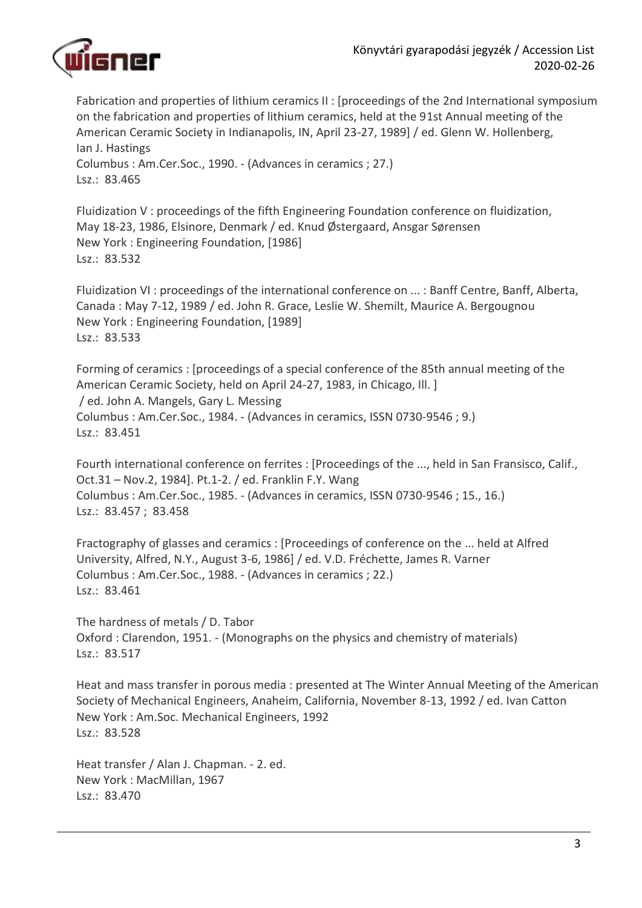Fabrication and properties of lithium ceramics II : [proceedings of the 2nd International symposium on the fabrication and properties of lithium ceramics, held at the 91st Annual meeting of the American Ceramic Society in Indianapolis, IN, April 23-27, 1989] / ed. Glenn W. Hollenberg, Ian J. Hastings
Columbus : Am.Cer.Soc., 1990. - (Advances in ceramics ; 27.)
Lsz.: 83.465

Fluidization V : proceedings of the fifth Engineering Foundation conference on fluidization, May 18-23, 1986, Elsinore, Denmark / ed. Knud Østergaard, Ansgar Sørensen
New York : Engineering Foundation, [1986]
Lsz.: 83.532

Fluidization VI : proceedings of the international conference on ... : Banff Centre, Banff, Alberta, Canada : May 7-12, 1989 / ed. John R. Grace, Leslie W. Shemilt, Maurice A. Bergougnou
New York : Engineering Foundation, [1989]
Lsz.: 83.533

Forming of ceramics : [proceedings of a special conference of the 85th annual meeting of the American Ceramic Society, held on April 24-27, 1983, in Chicago, Ill. ]
/ ed. John A. Mangels, Gary L. Messing
Columbus : Am.Cer.Soc., 1984. - (Advances in ceramics, ISSN 0730-9546 ; 9.)
Lsz.: 83.451

Fourth international conference on ferrites : [Proceedings of the ..., held in San Fransisco, Calif., Oct.31 – Nov.2, 1984]. Pt.1-2. / ed. Franklin F.Y. Wang
Columbus : Am.Cer.Soc., 1985. - (Advances in ceramics, ISSN 0730-9546 ; 15., 16.)
Lsz.: 83.457 ; 83.458

Fractography of glasses and ceramics : [Proceedings of conference on the ... held at Alfred University, Alfred, N.Y., August 3-6, 1986] / ed. V.D. Fréchette, James R. Varner
Columbus : Am.Cer.Soc., 1988. - (Advances in ceramics ; 22.)
Lsz.: 83.461

The hardness of metals / D. Tabor
Oxford : Clarendon, 1951. - (Monographs on the physics and chemistry of materials)
Lsz.: 83.517

Heat and mass transfer in porous media : presented at The Winter Annual Meeting of the American Society of Mechanical Engineers, Anaheim, California, November 8-13, 1992 / ed. Ivan Catton
New York : Am.Soc. Mechanical Engineers, 1992
Lsz.: 83.528

Heat transfer / Alan J. Chapman. - 2. ed.
New York : MacMillan, 1967
Lsz.: 83.470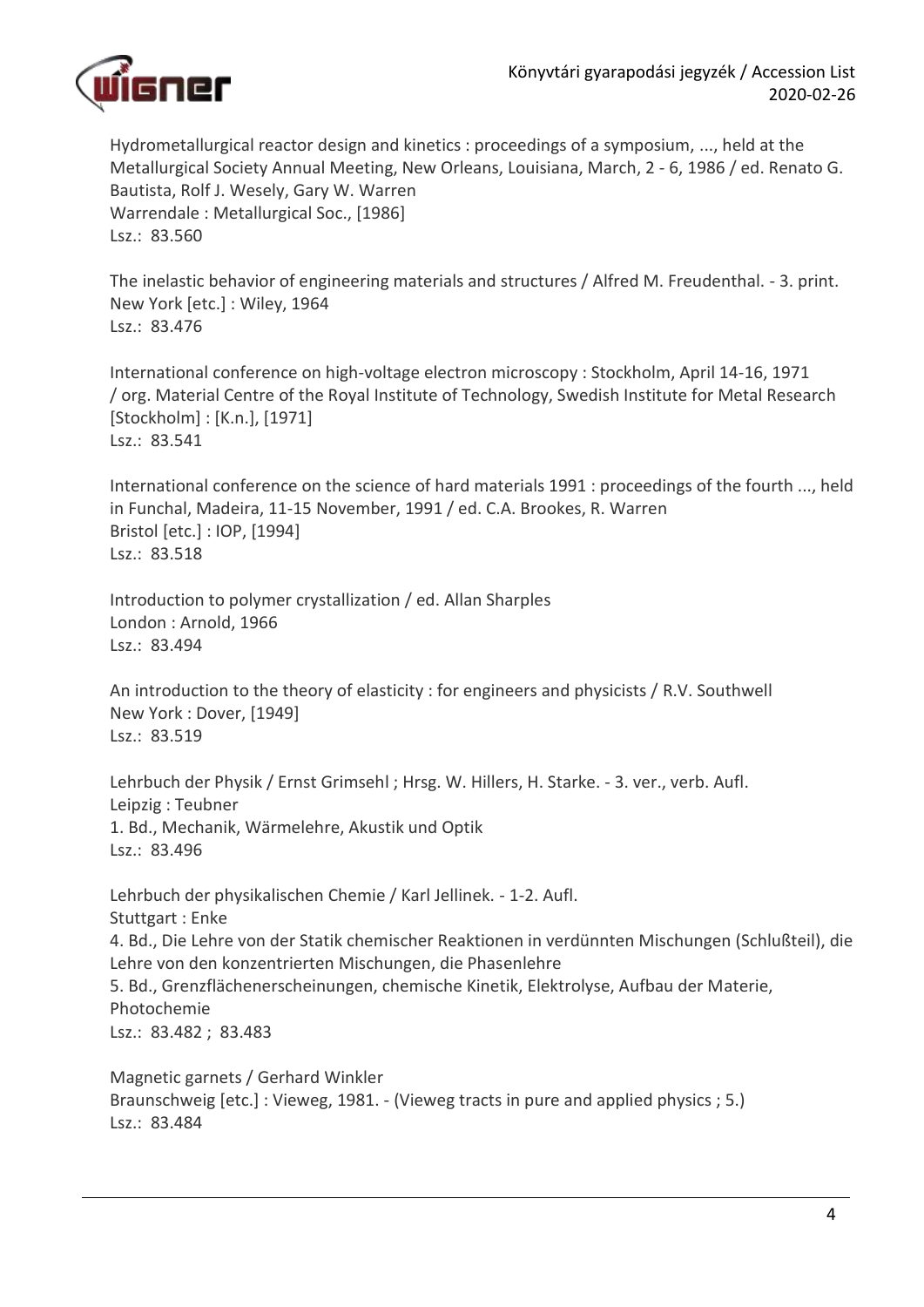Hydrometallurgical reactor design and kinetics : proceedings of a symposium, ..., held at the Metallurgical Society Annual Meeting, New Orleans, Louisiana, March, 2 - 6, 1986 / ed. Renato G. Bautista, Rolf J. Wesely, Gary W. Warren
Warrendale : Metallurgical Soc., [1986]
Lsz.: 83.560

The inelastic behavior of engineering materials and structures / Alfred M. Freudenthal. - 3. print.
New York [etc.] : Wiley, 1964
Lsz.: 83.476

International conference on high-voltage electron microscopy : Stockholm, April 14-16, 1971 / org. Material Centre of the Royal Institute of Technology, Swedish Institute for Metal Research
[Stockholm] : [K.n.], [1971]
Lsz.: 83.541

International conference on the science of hard materials 1991 : proceedings of the fourth ..., held in Funchal, Madeira, 11-15 November, 1991 / ed. C.A. Brookes, R. Warren
Bristol [etc.] : IOP, [1994]
Lsz.: 83.518

Introduction to polymer crystallization / ed. Allan Sharples
London : Arnold, 1966
Lsz.: 83.494

An introduction to the theory of elasticity : for engineers and physicists / R.V. Southwell
New York : Dover, [1949]
Lsz.: 83.519

Lehrbuch der Physik / Ernst Grimsehl ; Hrsg. W. Hillers, H. Starke. - 3. ver., verb. Aufl.
Leipzig : Teubner
1. Bd., Mechanik, Wärmelehre, Akustik und Optik
Lsz.: 83.496

Lehrbuch der physikalischen Chemie / Karl Jellinek. - 1-2. Aufl.
Stuttgart : Enke
4. Bd., Die Lehre von der Statik chemischer Reaktionen in verdünnten Mischungen (Schlußteil), die Lehre von den konzentrierten Mischungen, die Phasenlehre
5. Bd., Grenzflächenerscheinungen, chemische Kinetik, Elektrolyse, Aufbau der Materie, Photochemie
Lsz.: 83.482 ; 83.483

Magnetic garnets / Gerhard Winkler
Braunschweig [etc.] : Vieweg, 1981. - (Vieweg tracts in pure and applied physics ; 5.)
Lsz.: 83.484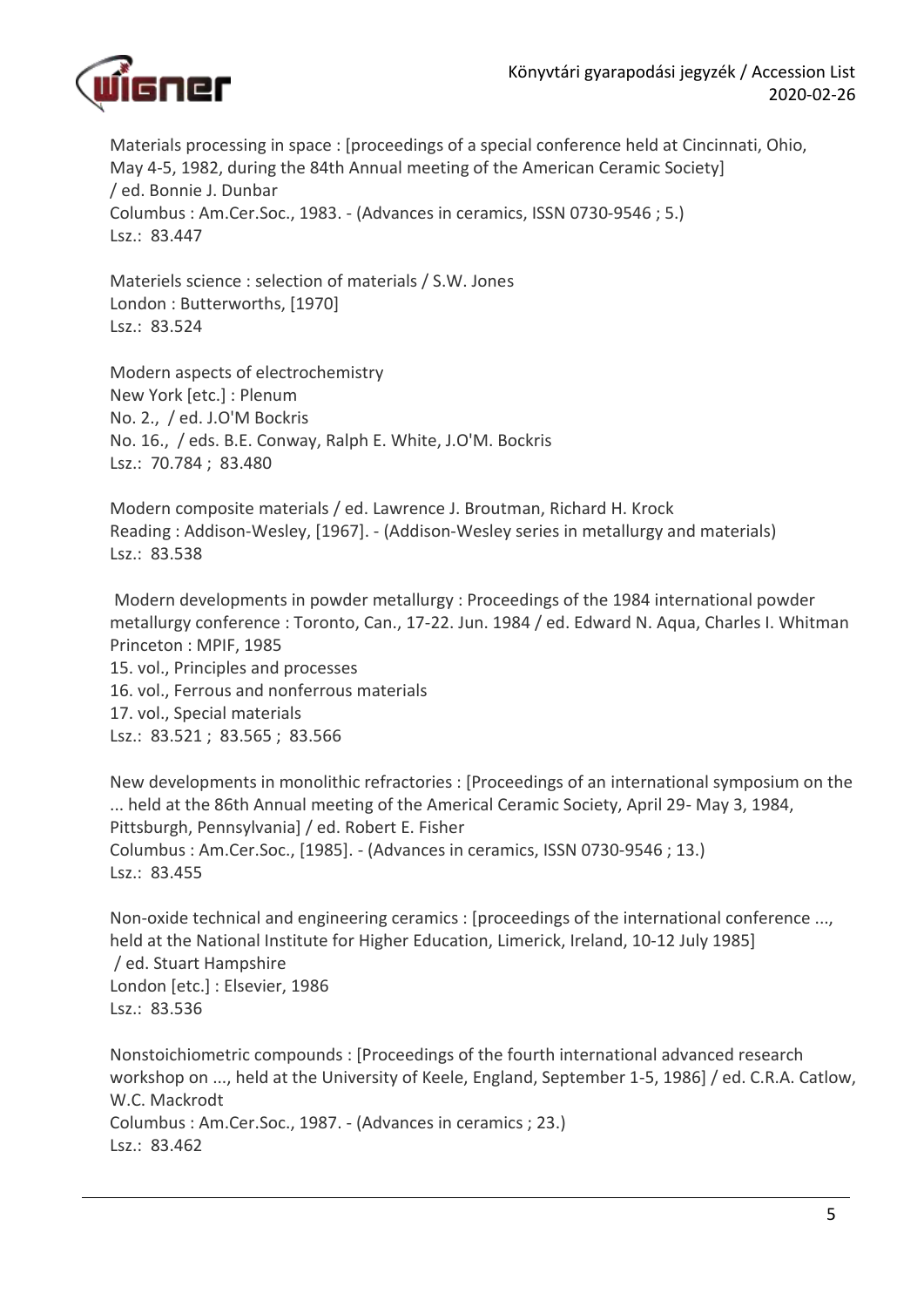Materials processing in space : [proceedings of a special conference held at Cincinnati, Ohio, May 4-5, 1982, during the 84th Annual meeting of the American Ceramic Society] / ed. Bonnie J. Dunbar
Columbus : Am.Cer.Soc., 1983. - (Advances in ceramics, ISSN 0730-9546 ; 5.)
Lsz.: 83.447

Materiels science : selection of materials / S.W. Jones
London : Butterworths, [1970]
Lsz.: 83.524

Modern aspects of electrochemistry
New York [etc.] : Plenum
No. 2., / ed. J.O'M Bockris
No. 16., / eds. B.E. Conway, Ralph E. White, J.O'M. Bockris
Lsz.: 70.784 ; 83.480

Modern composite materials / ed. Lawrence J. Broutman, Richard H. Krock
Reading : Addison-Wesley, [1967]. - (Addison-Wesley series in metallurgy and materials)
Lsz.: 83.538

Modern developments in powder metallurgy : Proceedings of the 1984 international powder metallurgy conference : Toronto, Can., 17-22. Jun. 1984 / ed. Edward N. Aqua, Charles I. Whitman
Princeton : MPIF, 1985
15. vol., Principles and processes
16. vol., Ferrous and nonferrous materials
17. vol., Special materials
Lsz.: 83.521 ; 83.565 ; 83.566

New developments in monolithic refractories : [Proceedings of an international symposium on the ... held at the 86th Annual meeting of the Americal Ceramic Society, April 29- May 3, 1984, Pittsburgh, Pennsylvania] / ed. Robert E. Fisher
Columbus : Am.Cer.Soc., [1985]. - (Advances in ceramics, ISSN 0730-9546 ; 13.)
Lsz.: 83.455

Non-oxide technical and engineering ceramics : [proceedings of the international conference ..., held at the National Institute for Higher Education, Limerick, Ireland, 10-12 July 1985] / ed. Stuart Hampshire
London [etc.] : Elsevier, 1986
Lsz.: 83.536

Nonstoichiometric compounds : [Proceedings of the fourth international advanced research workshop on ..., held at the University of Keele, England, September 1-5, 1986] / ed. C.R.A. Catlow, W.C. Mackrodt
Columbus : Am.Cer.Soc., 1987. - (Advances in ceramics ; 23.)
Lsz.: 83.462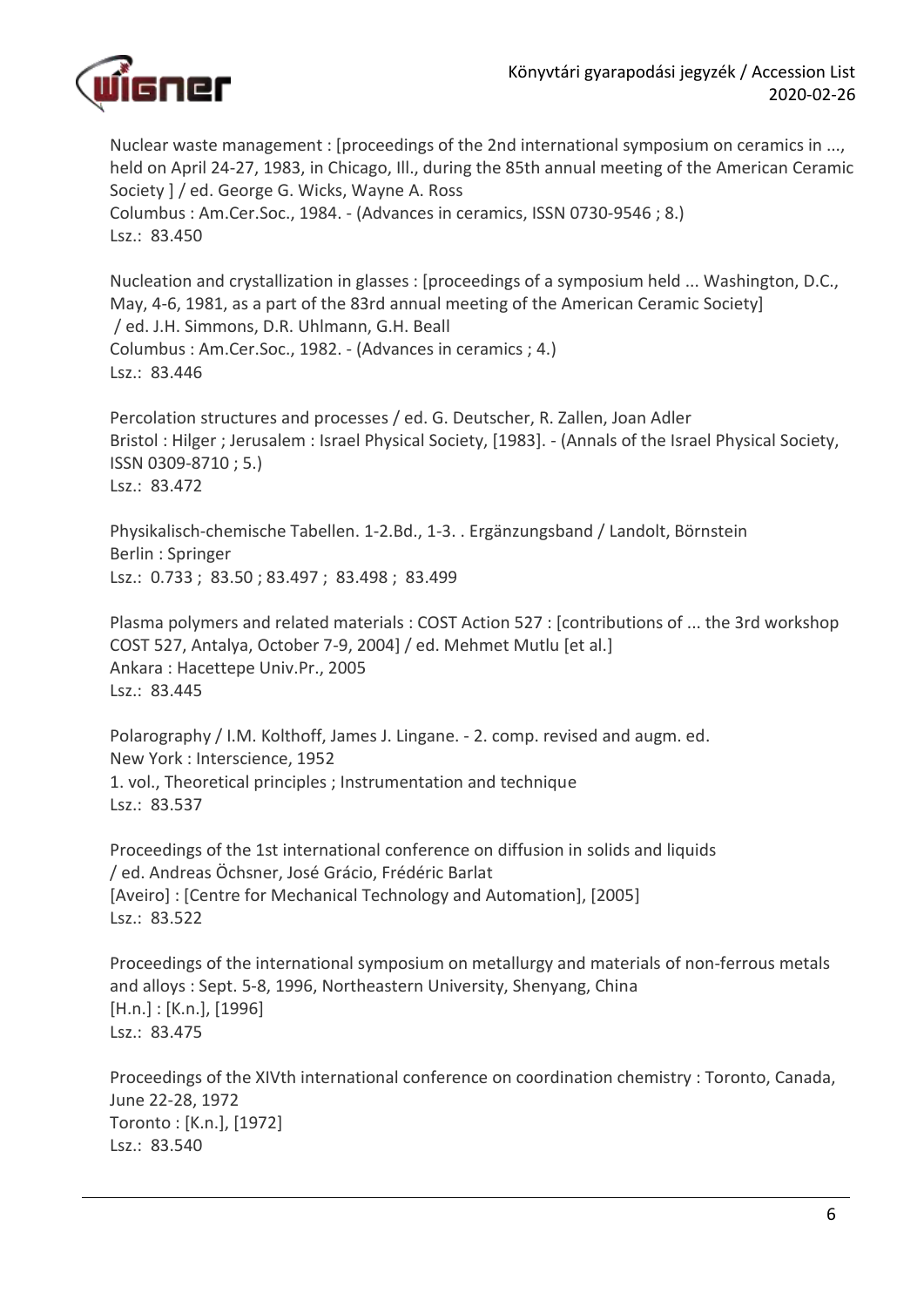Nuclear waste management : [proceedings of the 2nd international symposium on ceramics in ..., held on April 24-27, 1983, in Chicago, Ill., during the 85th annual meeting of the American Ceramic Society ] / ed. George G. Wicks, Wayne A. Ross
Columbus : Am.Cer.Soc., 1984. - (Advances in ceramics, ISSN 0730-9546 ; 8.)
Lsz.: 83.450

Nucleation and crystallization in glasses : [proceedings of a symposium held ... Washington, D.C., May, 4-6, 1981, as a part of the 83rd annual meeting of the American Ceramic Society]
/ ed. J.H. Simmons, D.R. Uhlmann, G.H. Beall
Columbus : Am.Cer.Soc., 1982. - (Advances in ceramics ; 4.)
Lsz.: 83.446

Percolation structures and processes / ed. G. Deutscher, R. Zallen, Joan Adler
Bristol : Hilger ; Jerusalem : Israel Physical Society, [1983]. - (Annals of the Israel Physical Society, ISSN 0309-8710 ; 5.)
Lsz.: 83.472

Physikalisch-chemische Tabellen. 1-2.Bd., 1-3. . Ergänzungsband / Landolt, Börnstein
Berlin : Springer
Lsz.: 0.733 ; 83.50 ; 83.497 ; 83.498 ; 83.499

Plasma polymers and related materials : COST Action 527 : [contributions of ... the 3rd workshop COST 527, Antalya, October 7-9, 2004] / ed. Mehmet Mutlu [et al.]
Ankara : Hacettepe Univ.Pr., 2005
Lsz.: 83.445

Polarography / I.M. Kolthoff, James J. Lingane. - 2. comp. revised and augm. ed.
New York : Interscience, 1952
1. vol., Theoretical principles ; Instrumentation and technique
Lsz.: 83.537

Proceedings of the 1st international conference on diffusion in solids and liquids
/ ed. Andreas Öchsner, José Grácio, Frédéric Barlat
[Aveiro] : [Centre for Mechanical Technology and Automation], [2005]
Lsz.: 83.522

Proceedings of the international symposium on metallurgy and materials of non-ferrous metals and alloys : Sept. 5-8, 1996, Northeastern University, Shenyang, China
[H.n.] : [K.n.], [1996]
Lsz.: 83.475

Proceedings of the XIVth international conference on coordination chemistry : Toronto, Canada, June 22-28, 1972
Toronto : [K.n.], [1972]
Lsz.: 83.540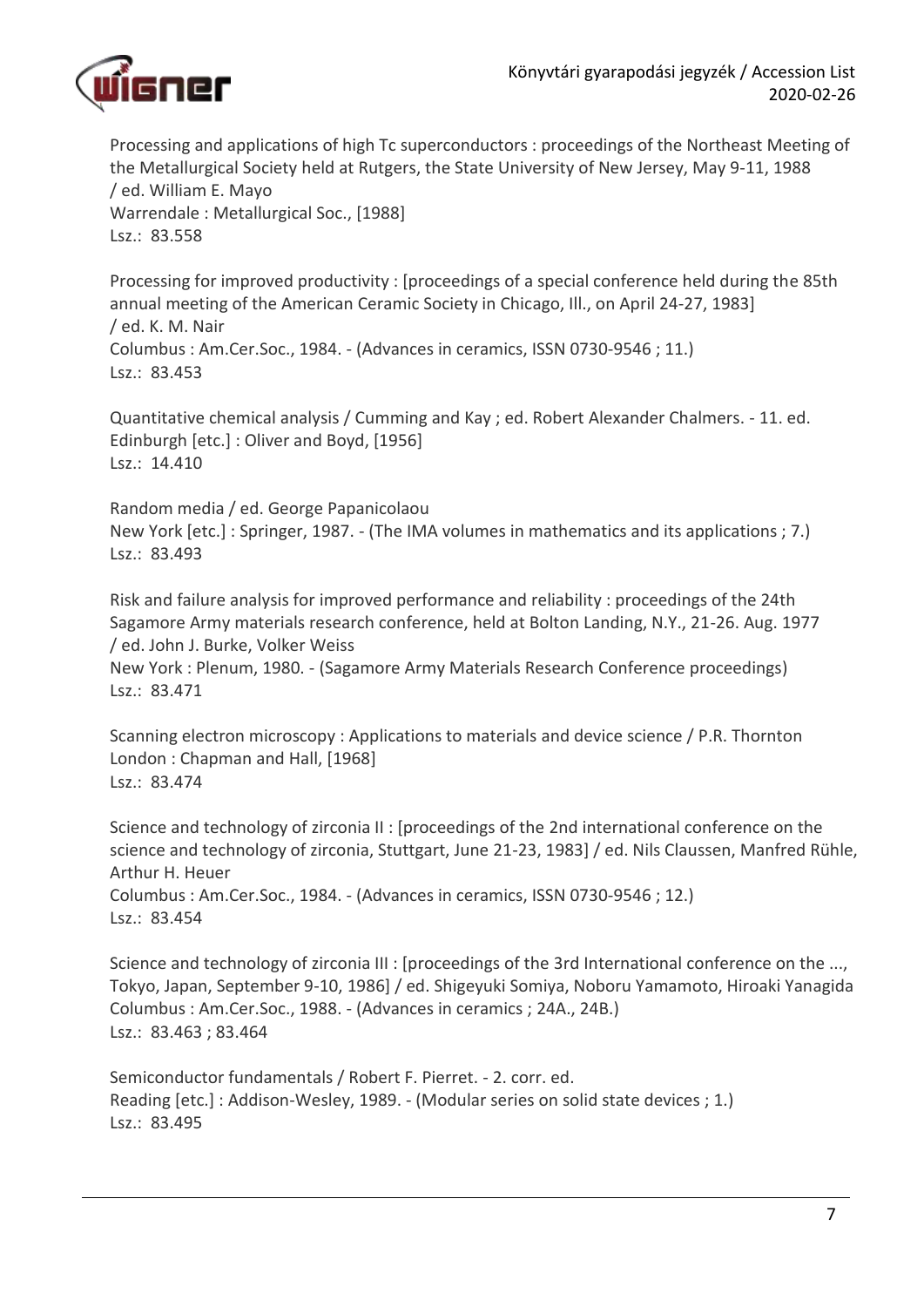Processing and applications of high Tc superconductors : proceedings of the Northeast Meeting of the Metallurgical Society held at Rutgers, the State University of New Jersey, May 9-11, 1988
/ ed. William E. Mayo
Warrendale : Metallurgical Soc., [1988]
Lsz.: 83.558

Processing for improved productivity : [proceedings of a special conference held during the 85th annual meeting of the American Ceramic Society in Chicago, Ill., on April 24-27, 1983]
/ ed. K. M. Nair
Columbus : Am.Cer.Soc., 1984. - (Advances in ceramics, ISSN 0730-9546 ; 11.)
Lsz.: 83.453

Quantitative chemical analysis / Cumming and Kay ; ed. Robert Alexander Chalmers. - 11. ed.
Edinburgh [etc.] : Oliver and Boyd, [1956]
Lsz.: 14.410

Random media / ed. George Papanicolaou
New York [etc.] : Springer, 1987. - (The IMA volumes in mathematics and its applications ; 7.)
Lsz.: 83.493

Risk and failure analysis for improved performance and reliability : proceedings of the 24th Sagamore Army materials research conference, held at Bolton Landing, N.Y., 21-26. Aug. 1977
/ ed. John J. Burke, Volker Weiss
New York : Plenum, 1980. - (Sagamore Army Materials Research Conference proceedings)
Lsz.: 83.471

Scanning electron microscopy : Applications to materials and device science / P.R. Thornton
London : Chapman and Hall, [1968]
Lsz.: 83.474

Science and technology of zirconia II : [proceedings of the 2nd international conference on the science and technology of zirconia, Stuttgart, June 21-23, 1983] / ed. Nils Claussen, Manfred Rühle, Arthur H. Heuer
Columbus : Am.Cer.Soc., 1984. - (Advances in ceramics, ISSN 0730-9546 ; 12.)
Lsz.: 83.454

Science and technology of zirconia III : [proceedings of the 3rd International conference on the ..., Tokyo, Japan, September 9-10, 1986] / ed. Shigeyuki Somiya, Noboru Yamamoto, Hiroaki Yanagida
Columbus : Am.Cer.Soc., 1988. - (Advances in ceramics ; 24A., 24B.)
Lsz.: 83.463 ; 83.464

Semiconductor fundamentals / Robert F. Pierret. - 2. corr. ed.
Reading [etc.] : Addison-Wesley, 1989. - (Modular series on solid state devices ; 1.)
Lsz.: 83.495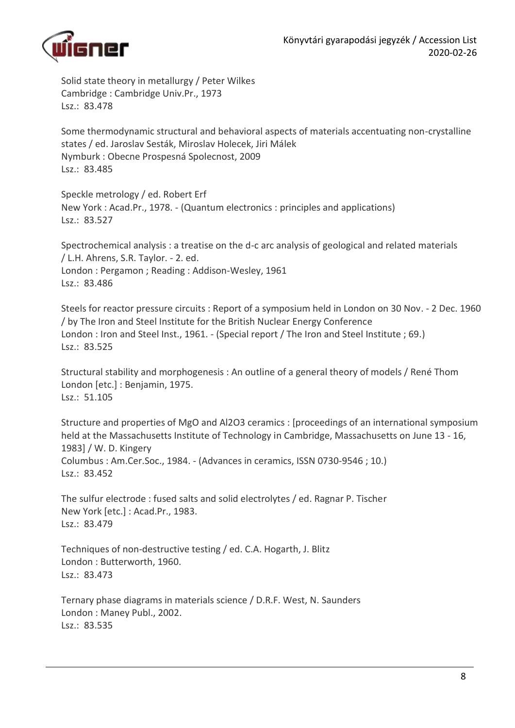Solid state theory in metallurgy / Peter Wilkes
Cambridge : Cambridge Univ.Pr., 1973
Lsz.: 83.478

Some thermodynamic structural and behavioral aspects of materials accentuating non-crystalline states / ed. Jaroslav Sesták, Miroslav Holecek, Jiri Málek
Nymburk : Obecne Prospesná Spolecnost, 2009
Lsz.: 83.485

Speckle metrology / ed. Robert Erf
New York : Acad.Pr., 1978. - (Quantum electronics : principles and applications)
Lsz.: 83.527

Spectrochemical analysis : a treatise on the d-c arc analysis of geological and related materials / L.H. Ahrens, S.R. Taylor. - 2. ed.
London : Pergamon ; Reading : Addison-Wesley, 1961
Lsz.: 83.486

Steels for reactor pressure circuits : Report of a symposium held in London on 30 Nov. - 2 Dec. 1960 / by The Iron and Steel Institute for the British Nuclear Energy Conference
London : Iron and Steel Inst., 1961. - (Special report / The Iron and Steel Institute ; 69.)
Lsz.: 83.525

Structural stability and morphogenesis : An outline of a general theory of models / René Thom
London [etc.] : Benjamin, 1975.
Lsz.: 51.105

Structure and properties of MgO and $Al_2O_3$ ceramics : [proceedings of an international symposium held at the Massachusetts Institute of Technology in Cambridge, Massachusetts on June 13 - 16, 1983] / W. D. Kingery
Columbus : Am.Cer.Soc., 1984. - (Advances in ceramics, ISSN 0730-9546 ; 10.)
Lsz.: 83.452

The sulfur electrode : fused salts and solid electrolytes / ed. Ragnar P. Tischer
New York [etc.] : Acad.Pr., 1983.
Lsz.: 83.479

Techniques of non-destructive testing / ed. C.A. Hogarth, J. Blitz
London : Butterworth, 1960.
Lsz.: 83.473

Ternary phase diagrams in materials science / D.R.F. West, N. Saunders
London : Maney Publ., 2002.
Lsz.: 83.535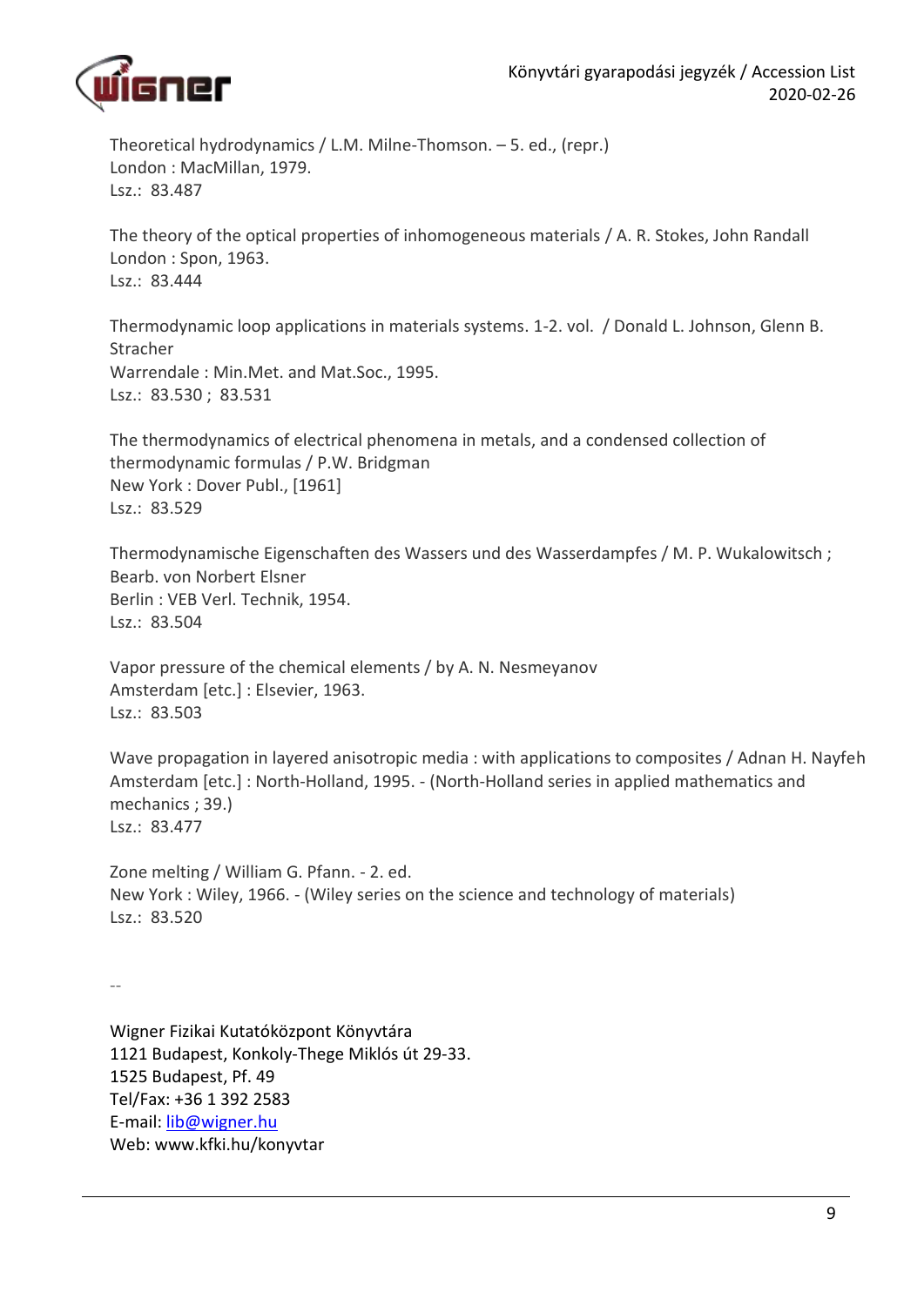Theoretical hydrodynamics / L.M. Milne-Thomson. – 5. ed., (repr.)
London : MacMillan, 1979.
Lsz.: 83.487

The theory of the optical properties of inhomogeneous materials / A. R. Stokes, John Randall
London : Spon, 1963.
Lsz.: 83.444

Thermodynamic loop applications in materials systems. 1-2. vol. / Donald L. Johnson, Glenn B. Stracher
Warrendale : Min.Met. and Mat.Soc., 1995.
Lsz.: 83.530 ; 83.531

The thermodynamics of electrical phenomena in metals, and a condensed collection of thermodynamic formulas / P.W. Bridgman
New York : Dover Publ., [1961]
Lsz.: 83.529

Thermodynamische Eigenschaften des Wassers und des Wasserdampfes / M. P. Wukalowitsch ; Bearb. von Norbert Elsner
Berlin : VEB Verl. Technik, 1954.
Lsz.: 83.504

Vapor pressure of the chemical elements / by A. N. Nesmeyanov
Amsterdam [etc.] : Elsevier, 1963.
Lsz.: 83.503

Wave propagation in layered anisotropic media : with applications to composites / Adnan H. Nayfeh
Amsterdam [etc.] : North-Holland, 1995. - (North-Holland series in applied mathematics and mechanics ; 39.)
Lsz.: 83.477

Zone melting / William G. Pfann. - 2. ed.
New York : Wiley, 1966. - (Wiley series on the science and technology of materials)
Lsz.: 83.520

--

Wigner Fizikai Kutatóközpont Könyvtára
1121 Budapest, Konkoly-Thege Miklós út 29-33.
1525 Budapest, Pf. 49
Tel/Fax: +36 1 392 2583
E-mail: lib@wigner.hu
Web: www.kfki.hu/konyvtar